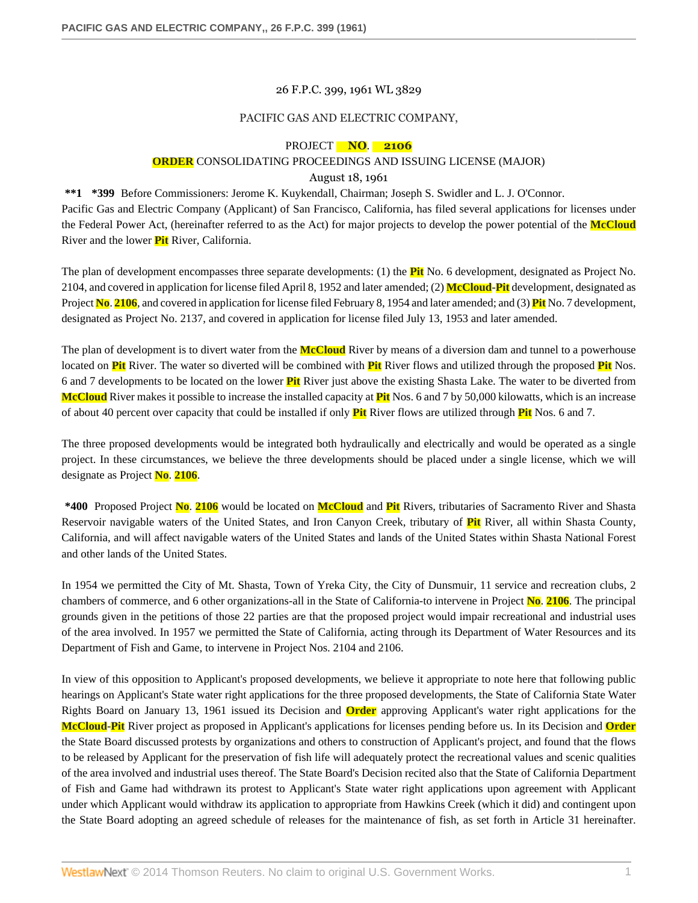26 F.P.C. 399, 1961 WL 3829

PACIFIC GAS AND ELECTRIC COMPANY,

PROJECT NO. 2106

ORDER CONSOLIDATING PROCEEDINGS AND ISSUING LICENSE (MAJOR)

August 18, 1961

**\*\*1** **\*399** Before Commissioners: Jerome K. Kuykendall, Chairman; Joseph S. Swidler and L. J. O'Connor.

Pacific Gas and Electric Company (Applicant) of San Francisco, California, has filed several applications for licenses under the Federal Power Act, (hereinafter referred to as the Act) for major projects to develop the power potential of the McCloud River and the lower Pit River, California.

The plan of development encompasses three separate developments: (1) the Pit No. 6 development, designated as Project No. 2104, and covered in application for license filed April 8, 1952 and later amended; (2) McCloud-Pit development, designated as Project No. 2106, and covered in application for license filed February 8, 1954 and later amended; and (3) Pit No. 7 development, designated as Project No. 2137, and covered in application for license filed July 13, 1953 and later amended.

The plan of development is to divert water from the McCloud River by means of a diversion dam and tunnel to a powerhouse located on Pit River. The water so diverted will be combined with Pit River flows and utilized through the proposed Pit Nos. 6 and 7 developments to be located on the lower Pit River just above the existing Shasta Lake. The water to be diverted from McCloud River makes it possible to increase the installed capacity at Pit Nos. 6 and 7 by 50,000 kilowatts, which is an increase of about 40 percent over capacity that could be installed if only Pit River flows are utilized through Pit Nos. 6 and 7.

The three proposed developments would be integrated both hydraulically and electrically and would be operated as a single project. In these circumstances, we believe the three developments should be placed under a single license, which we will designate as Project No. 2106.

**\*400** Proposed Project No. 2106 would be located on McCloud and Pit Rivers, tributaries of Sacramento River and Shasta Reservoir navigable waters of the United States, and Iron Canyon Creek, tributary of Pit River, all within Shasta County, California, and will affect navigable waters of the United States and lands of the United States within Shasta National Forest and other lands of the United States.

In 1954 we permitted the City of Mt. Shasta, Town of Yreka City, the City of Dunsmuir, 11 service and recreation clubs, 2 chambers of commerce, and 6 other organizations-all in the State of California-to intervene in Project No. 2106. The principal grounds given in the petitions of those 22 parties are that the proposed project would impair recreational and industrial uses of the area involved. In 1957 we permitted the State of California, acting through its Department of Water Resources and its Department of Fish and Game, to intervene in Project Nos. 2104 and 2106.

In view of this opposition to Applicant's proposed developments, we believe it appropriate to note here that following public hearings on Applicant's State water right applications for the three proposed developments, the State of California State Water Rights Board on January 13, 1961 issued its Decision and Order approving Applicant's water right applications for the McCloud-Pit River project as proposed in Applicant's applications for licenses pending before us. In its Decision and Order the State Board discussed protests by organizations and others to construction of Applicant's project, and found that the flows to be released by Applicant for the preservation of fish life will adequately protect the recreational values and scenic qualities of the area involved and industrial uses thereof. The State Board's Decision recited also that the State of California Department of Fish and Game had withdrawn its protest to Applicant's State water right applications upon agreement with Applicant under which Applicant would withdraw its application to appropriate from Hawkins Creek (which it did) and contingent upon the State Board adopting an agreed schedule of releases for the maintenance of fish, as set forth in Article 31 hereinafter.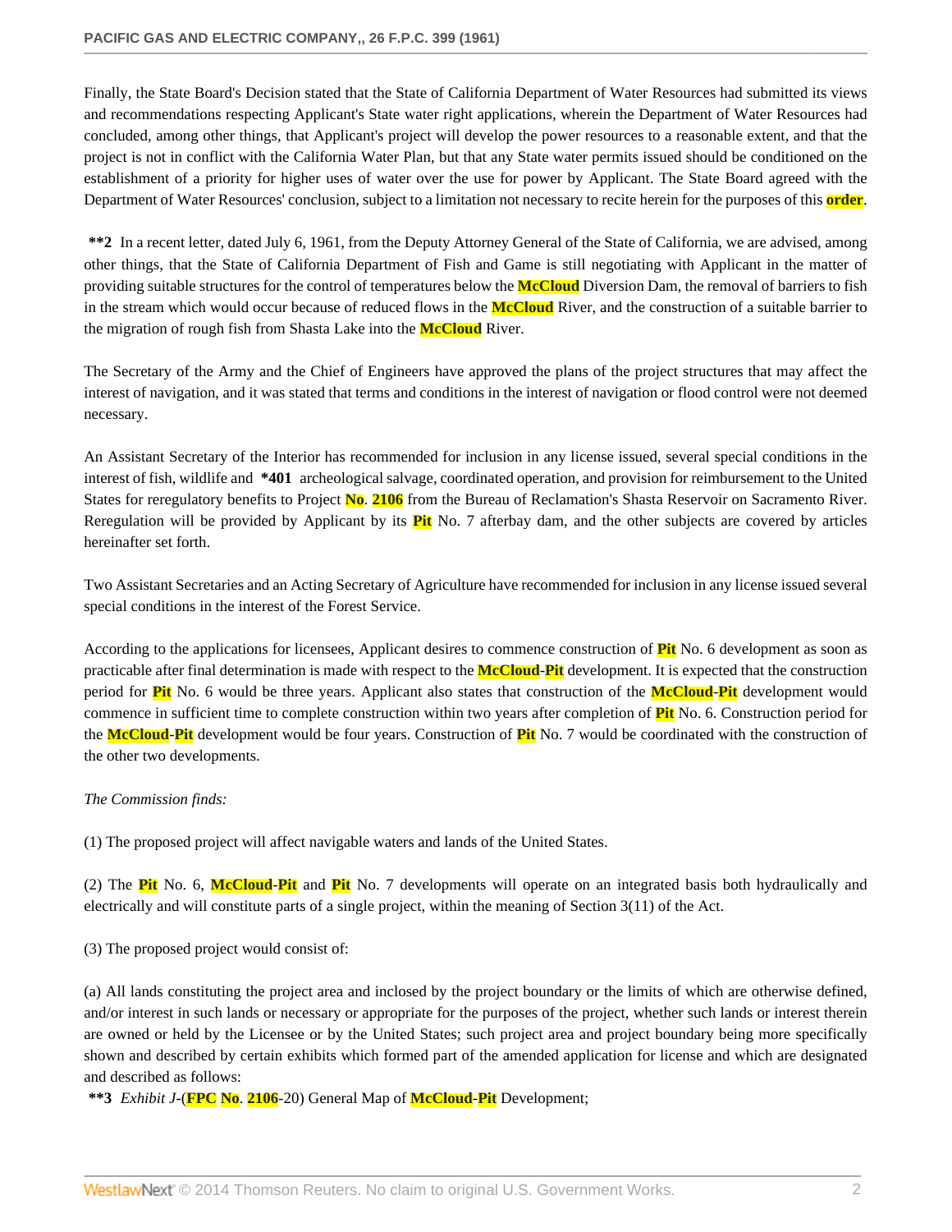Finally, the State Board's Decision stated that the State of California Department of Water Resources had submitted its views and recommendations respecting Applicant's State water right applications, wherein the Department of Water Resources had concluded, among other things, that Applicant's project will develop the power resources to a reasonable extent, and that the project is not in conflict with the California Water Plan, but that any State water permits issued should be conditioned on the establishment of a priority for higher uses of water over the use for power by Applicant. The State Board agreed with the Department of Water Resources' conclusion, subject to a limitation not necessary to recite herein for the purposes of this order.

**\*\*2** In a recent letter, dated July 6, 1961, from the Deputy Attorney General of the State of California, we are advised, among other things, that the State of California Department of Fish and Game is still negotiating with Applicant in the matter of providing suitable structures for the control of temperatures below the McCloud Diversion Dam, the removal of barriers to fish in the stream which would occur because of reduced flows in the McCloud River, and the construction of a suitable barrier to the migration of rough fish from Shasta Lake into the McCloud River.

The Secretary of the Army and the Chief of Engineers have approved the plans of the project structures that may affect the interest of navigation, and it was stated that terms and conditions in the interest of navigation or flood control were not deemed necessary.

An Assistant Secretary of the Interior has recommended for inclusion in any license issued, several special conditions in the interest of fish, wildlife and **\*401** archeological salvage, coordinated operation, and provision for reimbursement to the United States for reregulatory benefits to Project No. 2106 from the Bureau of Reclamation's Shasta Reservoir on Sacramento River. Reregulation will be provided by Applicant by its Pit No. 7 afterbay dam, and the other subjects are covered by articles hereinafter set forth.

Two Assistant Secretaries and an Acting Secretary of Agriculture have recommended for inclusion in any license issued several special conditions in the interest of the Forest Service.

According to the applications for licensees, Applicant desires to commence construction of Pit No. 6 development as soon as practicable after final determination is made with respect to the McCloud-Pit development. It is expected that the construction period for Pit No. 6 would be three years. Applicant also states that construction of the McCloud-Pit development would commence in sufficient time to complete construction within two years after completion of Pit No. 6. Construction period for the McCloud-Pit development would be four years. Construction of Pit No. 7 would be coordinated with the construction of the other two developments.

*The Commission finds:*

(1) The proposed project will affect navigable waters and lands of the United States.

(2) The Pit No. 6, McCloud-Pit and Pit No. 7 developments will operate on an integrated basis both hydraulically and electrically and will constitute parts of a single project, within the meaning of Section 3(11) of the Act.

(3) The proposed project would consist of:

(a) All lands constituting the project area and inclosed by the project boundary or the limits of which are otherwise defined, and/or interest in such lands or necessary or appropriate for the purposes of the project, whether such lands or interest therein are owned or held by the Licensee or by the United States; such project area and project boundary being more specifically shown and described by certain exhibits which formed part of the amended application for license and which are designated and described as follows:

**\*\*3** *Exhibit J*-(FPC No. 2106-20) General Map of McCloud-Pit Development;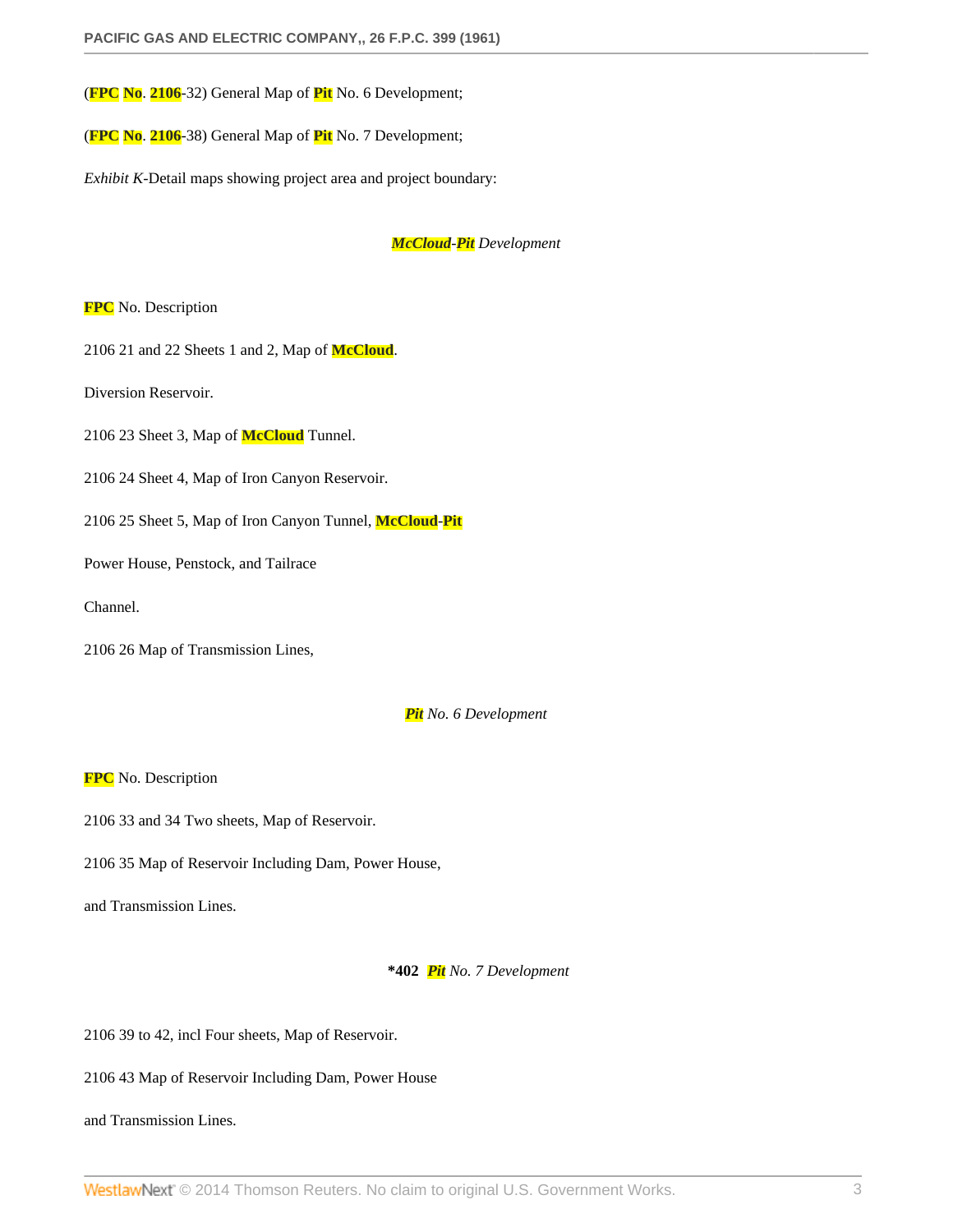(FPC No. 2106-32) General Map of Pit No. 6 Development;

(FPC No. 2106-38) General Map of Pit No. 7 Development;

*Exhibit K*-Detail maps showing project area and project boundary:

*McCloud-Pit Development*

FPC No. Description

2106 21 and 22 Sheets 1 and 2, Map of McCloud.

Diversion Reservoir.

2106 23 Sheet 3, Map of McCloud Tunnel.

2106 24 Sheet 4, Map of Iron Canyon Reservoir.

2106 25 Sheet 5, Map of Iron Canyon Tunnel, McCloud-Pit

Power House, Penstock, and Tailrace

Channel.

2106 26 Map of Transmission Lines,

*Pit No. 6 Development*

FPC No. Description

2106 33 and 34 Two sheets, Map of Reservoir.

2106 35 Map of Reservoir Including Dam, Power House,

and Transmission Lines.

**\*402** *Pit No. 7 Development*

2106 39 to 42, incl Four sheets, Map of Reservoir.

2106 43 Map of Reservoir Including Dam, Power House

and Transmission Lines.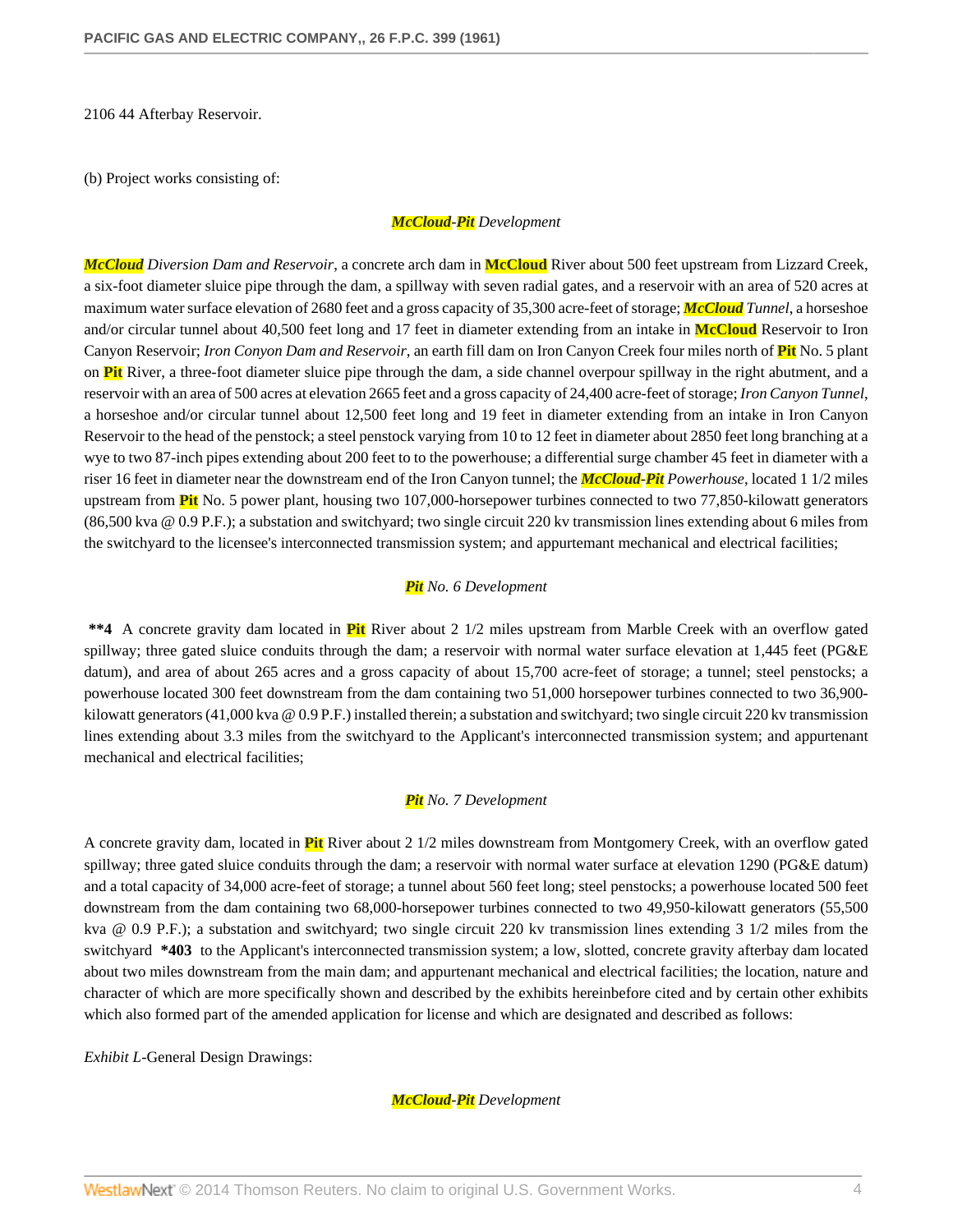2106 44 Afterbay Reservoir.

(b) Project works consisting of:

*McCloud-Pit Development*

*McCloud Diversion Dam and Reservoir*, a concrete arch dam in McCloud River about 500 feet upstream from Lizzard Creek, a six-foot diameter sluice pipe through the dam, a spillway with seven radial gates, and a reservoir with an area of 520 acres at maximum water surface elevation of 2680 feet and a gross capacity of 35,300 acre-feet of storage; *McCloud Tunnel*, a horseshoe and/or circular tunnel about 40,500 feet long and 17 feet in diameter extending from an intake in McCloud Reservoir to Iron Canyon Reservoir; *Iron Conyon Dam and Reservoir*, an earth fill dam on Iron Canyon Creek four miles north of Pit No. 5 plant on Pit River, a three-foot diameter sluice pipe through the dam, a side channel overpour spillway in the right abutment, and a reservoir with an area of 500 acres at elevation 2665 feet and a gross capacity of 24,400 acre-feet of storage; *Iron Canyon Tunnel*, a horseshoe and/or circular tunnel about 12,500 feet long and 19 feet in diameter extending from an intake in Iron Canyon Reservoir to the head of the penstock; a steel penstock varying from 10 to 12 feet in diameter about 2850 feet long branching at a wye to two 87-inch pipes extending about 200 feet to to the powerhouse; a differential surge chamber 45 feet in diameter with a riser 16 feet in diameter near the downstream end of the Iron Canyon tunnel; the *McCloud-Pit Powerhouse*, located 1 1/2 miles upstream from Pit No. 5 power plant, housing two 107,000-horsepower turbines connected to two 77,850-kilowatt generators (86,500 kva @ 0.9 P.F.); a substation and switchyard; two single circuit 220 kv transmission lines extending about 6 miles from the switchyard to the licensee's interconnected transmission system; and appurtemant mechanical and electrical facilities;

*Pit No. 6 Development*

**\*\*4** A concrete gravity dam located in Pit River about 2 1/2 miles upstream from Marble Creek with an overflow gated spillway; three gated sluice conduits through the dam; a reservoir with normal water surface elevation at 1,445 feet (PG&E datum), and area of about 265 acres and a gross capacity of about 15,700 acre-feet of storage; a tunnel; steel penstocks; a powerhouse located 300 feet downstream from the dam containing two 51,000 horsepower turbines connected to two 36,900-kilowatt generators (41,000 kva @ 0.9 P.F.) installed therein; a substation and switchyard; two single circuit 220 kv transmission lines extending about 3.3 miles from the switchyard to the Applicant's interconnected transmission system; and appurtenant mechanical and electrical facilities;

*Pit No. 7 Development*

A concrete gravity dam, located in Pit River about 2 1/2 miles downstream from Montgomery Creek, with an overflow gated spillway; three gated sluice conduits through the dam; a reservoir with normal water surface at elevation 1290 (PG&E datum) and a total capacity of 34,000 acre-feet of storage; a tunnel about 560 feet long; steel penstocks; a powerhouse located 500 feet downstream from the dam containing two 68,000-horsepower turbines connected to two 49,950-kilowatt generators (55,500 kva @ 0.9 P.F.); a substation and switchyard; two single circuit 220 kv transmission lines extending 3 1/2 miles from the switchyard **\*403** to the Applicant's interconnected transmission system; a low, slotted, concrete gravity afterbay dam located about two miles downstream from the main dam; and appurtenant mechanical and electrical facilities; the location, nature and character of which are more specifically shown and described by the exhibits hereinbefore cited and by certain other exhibits which also formed part of the amended application for license and which are designated and described as follows:

*Exhibit L*-General Design Drawings:

*McCloud-Pit Development*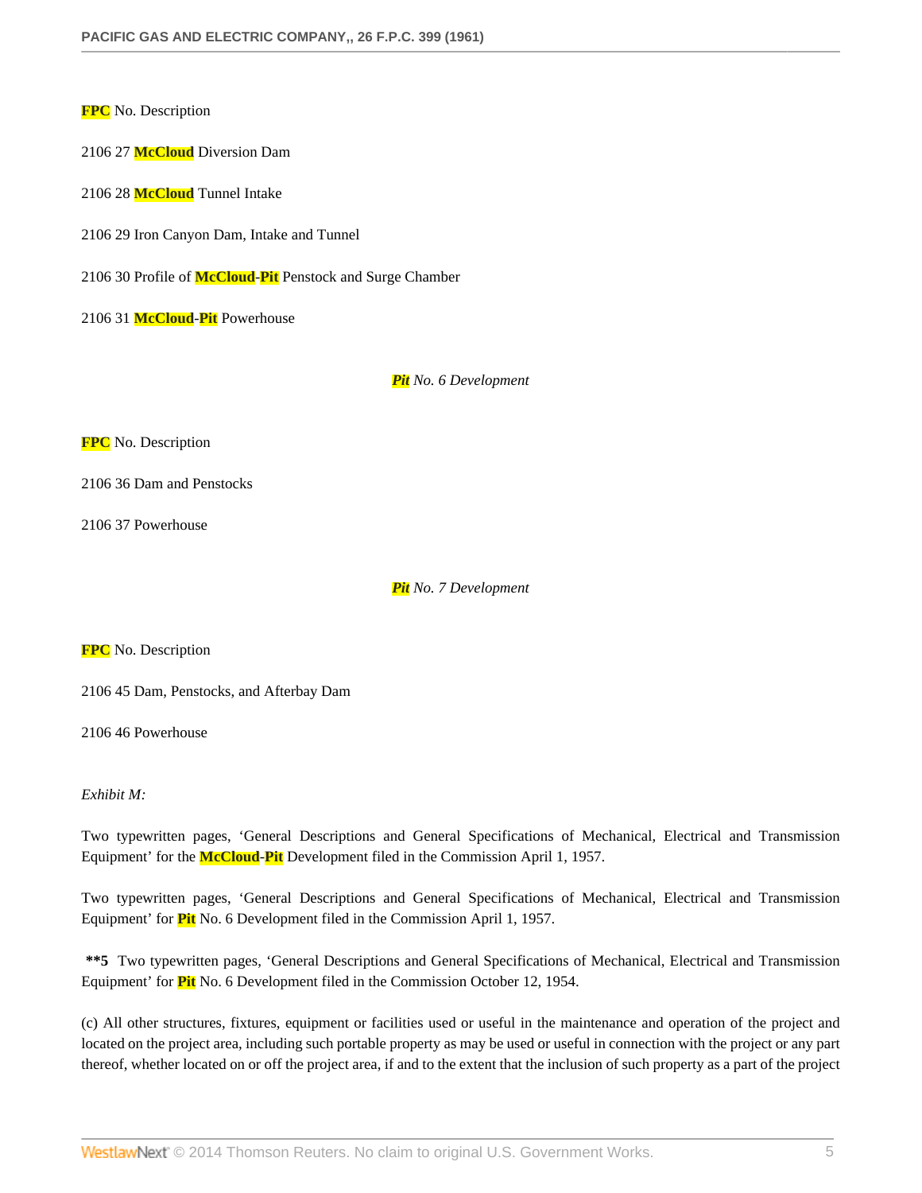FPC No. Description

2106 27 McCloud Diversion Dam

2106 28 McCloud Tunnel Intake

2106 29 Iron Canyon Dam, Intake and Tunnel

2106 30 Profile of McCloud-Pit Penstock and Surge Chamber

2106 31 McCloud-Pit Powerhouse

*Pit No. 6 Development*

FPC No. Description

2106 36 Dam and Penstocks

2106 37 Powerhouse

*Pit No. 7 Development*

FPC No. Description

2106 45 Dam, Penstocks, and Afterbay Dam

2106 46 Powerhouse

*Exhibit M:*

Two typewritten pages, 'General Descriptions and General Specifications of Mechanical, Electrical and Transmission Equipment' for the McCloud-Pit Development filed in the Commission April 1, 1957.

Two typewritten pages, 'General Descriptions and General Specifications of Mechanical, Electrical and Transmission Equipment' for Pit No. 6 Development filed in the Commission April 1, 1957.

**\*\*5** Two typewritten pages, 'General Descriptions and General Specifications of Mechanical, Electrical and Transmission Equipment' for Pit No. 6 Development filed in the Commission October 12, 1954.

(c) All other structures, fixtures, equipment or facilities used or useful in the maintenance and operation of the project and located on the project area, including such portable property as may be used or useful in connection with the project or any part thereof, whether located on or off the project area, if and to the extent that the inclusion of such property as a part of the project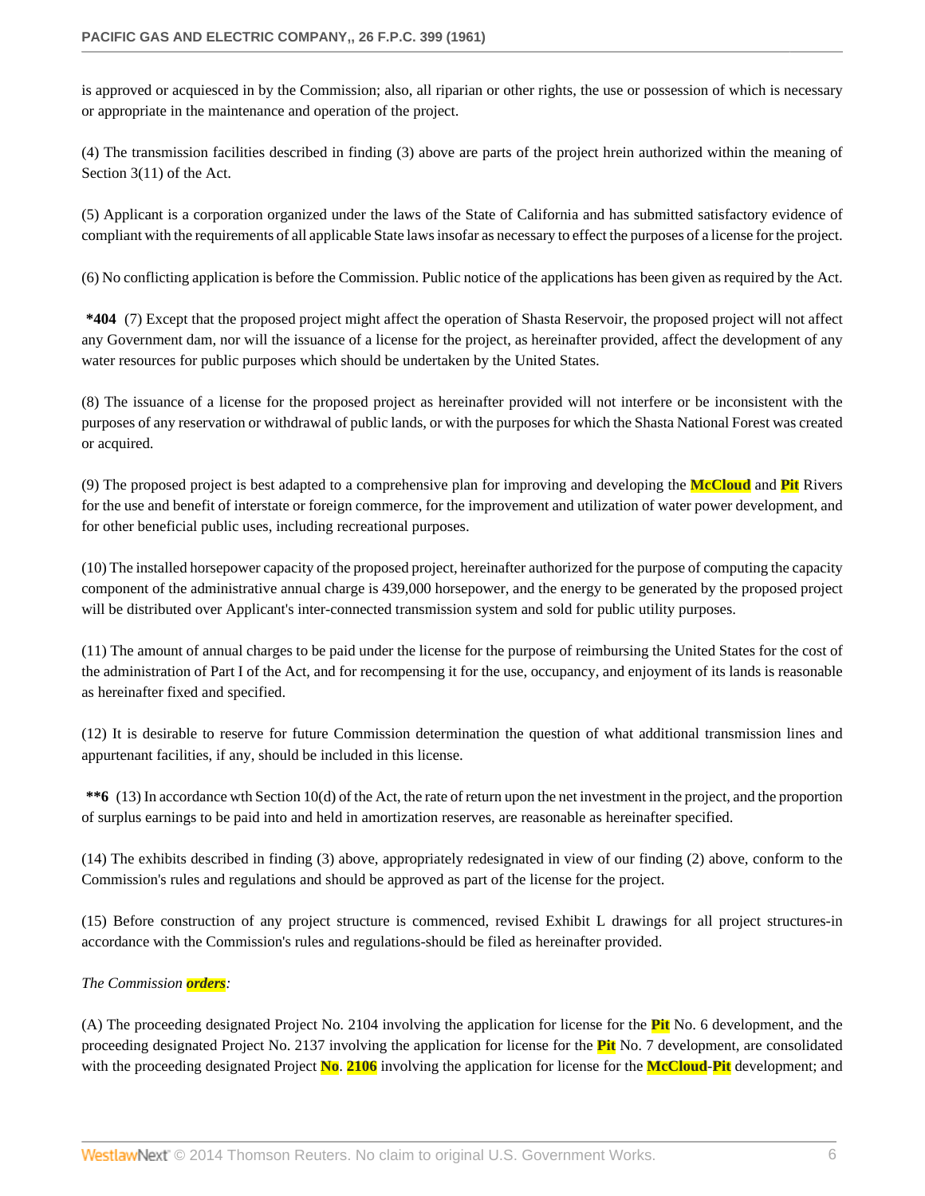is approved or acquiesced in by the Commission; also, all riparian or other rights, the use or possession of which is necessary or appropriate in the maintenance and operation of the project.

(4) The transmission facilities described in finding (3) above are parts of the project hrein authorized within the meaning of Section 3(11) of the Act.

(5) Applicant is a corporation organized under the laws of the State of California and has submitted satisfactory evidence of compliant with the requirements of all applicable State laws insofar as necessary to effect the purposes of a license for the project.

(6) No conflicting application is before the Commission. Public notice of the applications has been given as required by the Act.

**\*404** (7) Except that the proposed project might affect the operation of Shasta Reservoir, the proposed project will not affect any Government dam, nor will the issuance of a license for the project, as hereinafter provided, affect the development of any water resources for public purposes which should be undertaken by the United States.

(8) The issuance of a license for the proposed project as hereinafter provided will not interfere or be inconsistent with the purposes of any reservation or withdrawal of public lands, or with the purposes for which the Shasta National Forest was created or acquired.

(9) The proposed project is best adapted to a comprehensive plan for improving and developing the McCloud and Pit Rivers for the use and benefit of interstate or foreign commerce, for the improvement and utilization of water power development, and for other beneficial public uses, including recreational purposes.

(10) The installed horsepower capacity of the proposed project, hereinafter authorized for the purpose of computing the capacity component of the administrative annual charge is 439,000 horsepower, and the energy to be generated by the proposed project will be distributed over Applicant's inter-connected transmission system and sold for public utility purposes.

(11) The amount of annual charges to be paid under the license for the purpose of reimbursing the United States for the cost of the administration of Part I of the Act, and for recompensing it for the use, occupancy, and enjoyment of its lands is reasonable as hereinafter fixed and specified.

(12) It is desirable to reserve for future Commission determination the question of what additional transmission lines and appurtenant facilities, if any, should be included in this license.

**\*\*6** (13) In accordance wth Section 10(d) of the Act, the rate of return upon the net investment in the project, and the proportion of surplus earnings to be paid into and held in amortization reserves, are reasonable as hereinafter specified.

(14) The exhibits described in finding (3) above, appropriately redesignated in view of our finding (2) above, conform to the Commission's rules and regulations and should be approved as part of the license for the project.

(15) Before construction of any project structure is commenced, revised Exhibit L drawings for all project structures-in accordance with the Commission's rules and regulations-should be filed as hereinafter provided.

*The Commission orders:*

(A) The proceeding designated Project No. 2104 involving the application for license for the Pit No. 6 development, and the proceeding designated Project No. 2137 involving the application for license for the Pit No. 7 development, are consolidated with the proceeding designated Project No. 2106 involving the application for license for the McCloud-Pit development; and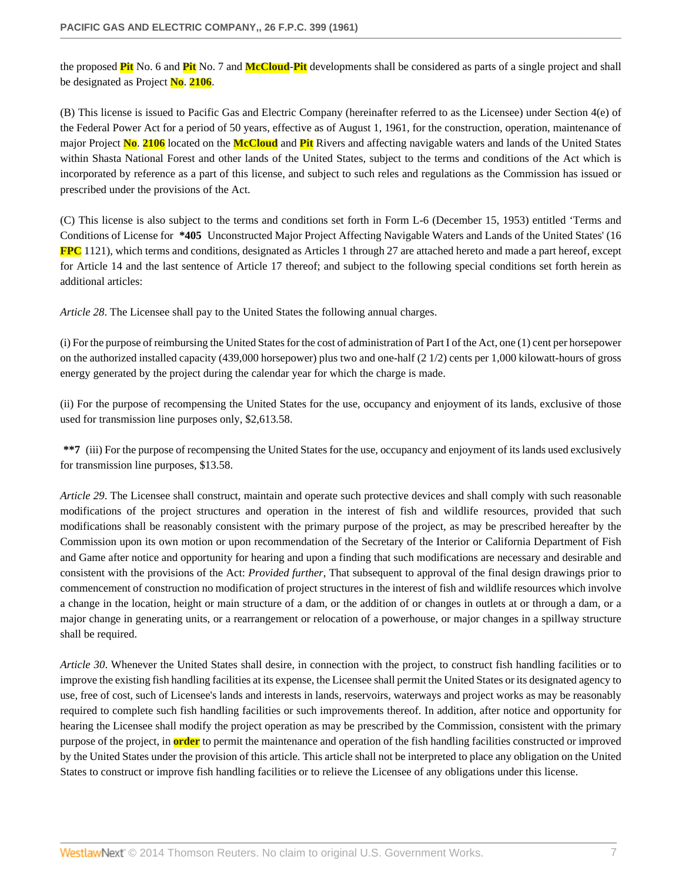the proposed Pit No. 6 and Pit No. 7 and McCloud-Pit developments shall be considered as parts of a single project and shall be designated as Project No. 2106.

(B) This license is issued to Pacific Gas and Electric Company (hereinafter referred to as the Licensee) under Section 4(e) of the Federal Power Act for a period of 50 years, effective as of August 1, 1961, for the construction, operation, maintenance of major Project No. 2106 located on the McCloud and Pit Rivers and affecting navigable waters and lands of the United States within Shasta National Forest and other lands of the United States, subject to the terms and conditions of the Act which is incorporated by reference as a part of this license, and subject to such reles and regulations as the Commission has issued or prescribed under the provisions of the Act.

(C) This license is also subject to the terms and conditions set forth in Form L-6 (December 15, 1953) entitled 'Terms and Conditions of License for **\*405** Unconstructed Major Project Affecting Navigable Waters and Lands of the United States' (16 FPC 1121), which terms and conditions, designated as Articles 1 through 27 are attached hereto and made a part hereof, except for Article 14 and the last sentence of Article 17 thereof; and subject to the following special conditions set forth herein as additional articles:

*Article 28*. The Licensee shall pay to the United States the following annual charges.

(i) For the purpose of reimbursing the United States for the cost of administration of Part I of the Act, one (1) cent per horsepower on the authorized installed capacity (439,000 horsepower) plus two and one-half (2 1/2) cents per 1,000 kilowatt-hours of gross energy generated by the project during the calendar year for which the charge is made.

(ii) For the purpose of recompensing the United States for the use, occupancy and enjoyment of its lands, exclusive of those used for transmission line purposes only, $2,613.58.

**\*\*7** (iii) For the purpose of recompensing the United States for the use, occupancy and enjoyment of its lands used exclusively for transmission line purposes, $13.58.

*Article 29*. The Licensee shall construct, maintain and operate such protective devices and shall comply with such reasonable modifications of the project structures and operation in the interest of fish and wildlife resources, provided that such modifications shall be reasonably consistent with the primary purpose of the project, as may be prescribed hereafter by the Commission upon its own motion or upon recommendation of the Secretary of the Interior or California Department of Fish and Game after notice and opportunity for hearing and upon a finding that such modifications are necessary and desirable and consistent with the provisions of the Act: *Provided further*, That subsequent to approval of the final design drawings prior to commencement of construction no modification of project structures in the interest of fish and wildlife resources which involve a change in the location, height or main structure of a dam, or the addition of or changes in outlets at or through a dam, or a major change in generating units, or a rearrangement or relocation of a powerhouse, or major changes in a spillway structure shall be required.

*Article 30*. Whenever the United States shall desire, in connection with the project, to construct fish handling facilities or to improve the existing fish handling facilities at its expense, the Licensee shall permit the United States or its designated agency to use, free of cost, such of Licensee's lands and interests in lands, reservoirs, waterways and project works as may be reasonably required to complete such fish handling facilities or such improvements thereof. In addition, after notice and opportunity for hearing the Licensee shall modify the project operation as may be prescribed by the Commission, consistent with the primary purpose of the project, in order to permit the maintenance and operation of the fish handling facilities constructed or improved by the United States under the provision of this article. This article shall not be interpreted to place any obligation on the United States to construct or improve fish handling facilities or to relieve the Licensee of any obligations under this license.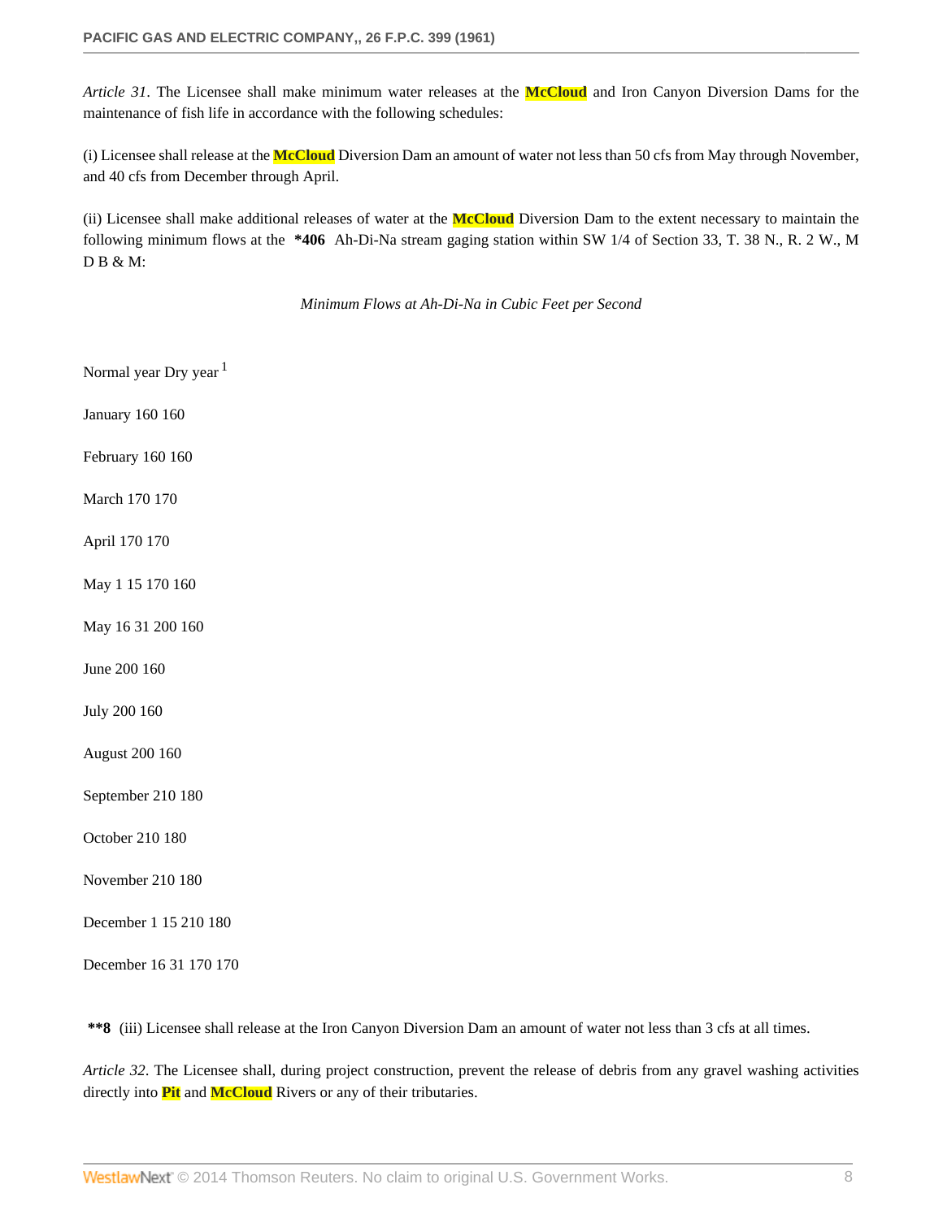*Article 31*. The Licensee shall make minimum water releases at the McCloud and Iron Canyon Diversion Dams for the maintenance of fish life in accordance with the following schedules:

(i) Licensee shall release at the McCloud Diversion Dam an amount of water not less than 50 cfs from May through November, and 40 cfs from December through April.

(ii) Licensee shall make additional releases of water at the McCloud Diversion Dam to the extent necessary to maintain the following minimum flows at the **\*406** Ah-Di-Na stream gaging station within SW 1/4 of Section 33, T. 38 N., R. 2 W., M D B & M:

*Minimum Flows at Ah-Di-Na in Cubic Feet per Second*

| | Normal year | Dry year [1] |
|---|---|---|
| January | 160 | 160 |
| February | 160 | 160 |
| March | 170 | 170 |
| April | 170 | 170 |
| May 1 15 | 170 | 160 |
| May 16 31 | 200 | 160 |
| June | 200 | 160 |
| July | 200 | 160 |
| August | 200 | 160 |
| September | 210 | 180 |
| October | 210 | 180 |
| November | 210 | 180 |
| December 1 15 | 210 | 180 |
| December 16 31 | 170 | 170 |

**\*\*8** (iii) Licensee shall release at the Iron Canyon Diversion Dam an amount of water not less than 3 cfs at all times.

*Article 32*. The Licensee shall, during project construction, prevent the release of debris from any gravel washing activities directly into Pit and McCloud Rivers or any of their tributaries.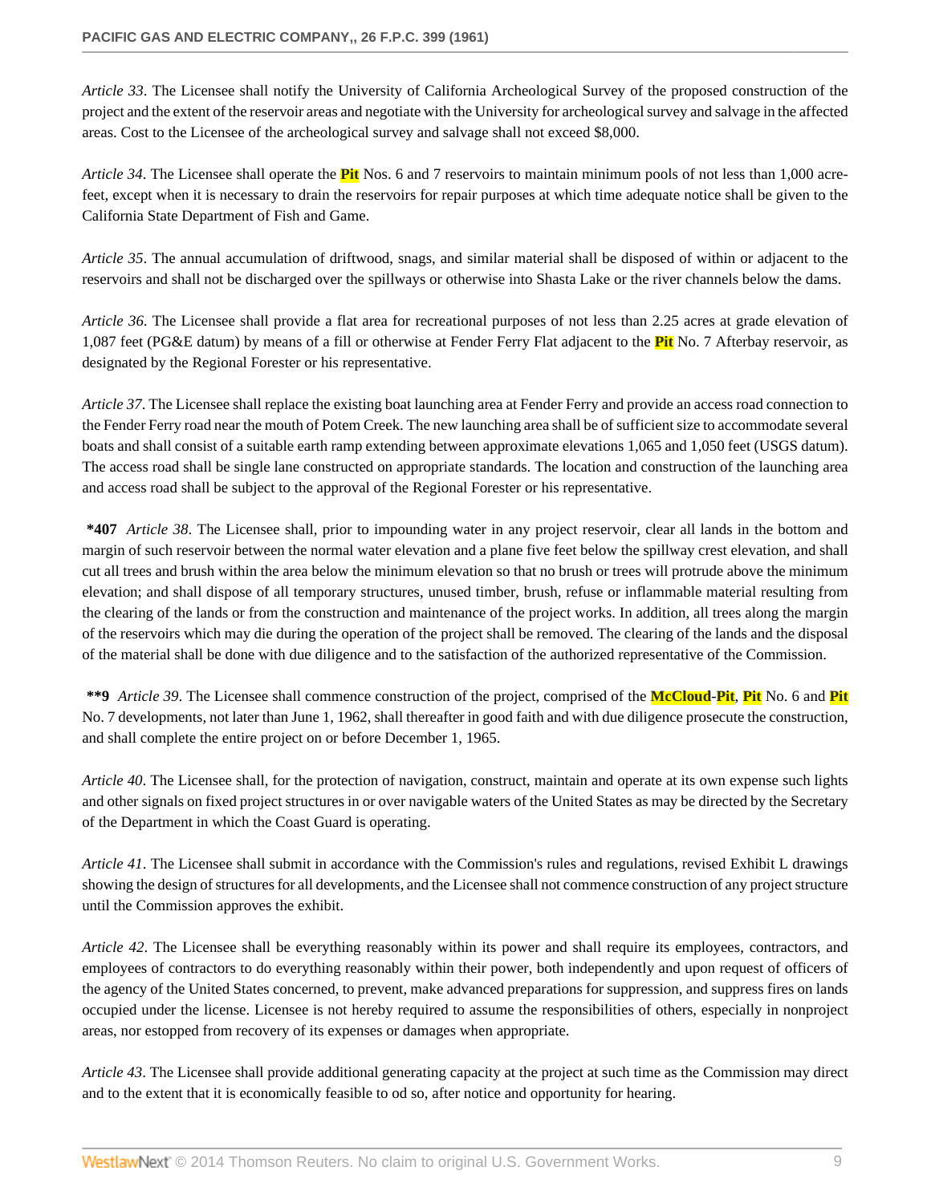*Article 33*. The Licensee shall notify the University of California Archeological Survey of the proposed construction of the project and the extent of the reservoir areas and negotiate with the University for archeological survey and salvage in the affected areas. Cost to the Licensee of the archeological survey and salvage shall not exceed $8,000.

*Article 34*. The Licensee shall operate the **Pit** Nos. 6 and 7 reservoirs to maintain minimum pools of not less than 1,000 acre-feet, except when it is necessary to drain the reservoirs for repair purposes at which time adequate notice shall be given to the California State Department of Fish and Game.

*Article 35*. The annual accumulation of driftwood, snags, and similar material shall be disposed of within or adjacent to the reservoirs and shall not be discharged over the spillways or otherwise into Shasta Lake or the river channels below the dams.

*Article 36*. The Licensee shall provide a flat area for recreational purposes of not less than 2.25 acres at grade elevation of 1,087 feet (PG&E datum) by means of a fill or otherwise at Fender Ferry Flat adjacent to the **Pit** No. 7 Afterbay reservoir, as designated by the Regional Forester or his representative.

*Article 37*. The Licensee shall replace the existing boat launching area at Fender Ferry and provide an access road connection to the Fender Ferry road near the mouth of Potem Creek. The new launching area shall be of sufficient size to accommodate several boats and shall consist of a suitable earth ramp extending between approximate elevations 1,065 and 1,050 feet (USGS datum). The access road shall be single lane constructed on appropriate standards. The location and construction of the launching area and access road shall be subject to the approval of the Regional Forester or his representative.

**\*407** *Article 38*. The Licensee shall, prior to impounding water in any project reservoir, clear all lands in the bottom and margin of such reservoir between the normal water elevation and a plane five feet below the spillway crest elevation, and shall cut all trees and brush within the area below the minimum elevation so that no brush or trees will protrude above the minimum elevation; and shall dispose of all temporary structures, unused timber, brush, refuse or inflammable material resulting from the clearing of the lands or from the construction and maintenance of the project works. In addition, all trees along the margin of the reservoirs which may die during the operation of the project shall be removed. The clearing of the lands and the disposal of the material shall be done with due diligence and to the satisfaction of the authorized representative of the Commission.

**\*\*9** *Article 39*. The Licensee shall commence construction of the project, comprised of the **McCloud**-**Pit**, **Pit** No. 6 and **Pit** No. 7 developments, not later than June 1, 1962, shall thereafter in good faith and with due diligence prosecute the construction, and shall complete the entire project on or before December 1, 1965.

*Article 40*. The Licensee shall, for the protection of navigation, construct, maintain and operate at its own expense such lights and other signals on fixed project structures in or over navigable waters of the United States as may be directed by the Secretary of the Department in which the Coast Guard is operating.

*Article 41*. The Licensee shall submit in accordance with the Commission's rules and regulations, revised Exhibit L drawings showing the design of structures for all developments, and the Licensee shall not commence construction of any project structure until the Commission approves the exhibit.

*Article 42*. The Licensee shall be everything reasonably within its power and shall require its employees, contractors, and employees of contractors to do everything reasonably within their power, both independently and upon request of officers of the agency of the United States concerned, to prevent, make advanced preparations for suppression, and suppress fires on lands occupied under the license. Licensee is not hereby required to assume the responsibilities of others, especially in nonproject areas, nor estopped from recovery of its expenses or damages when appropriate.

*Article 43*. The Licensee shall provide additional generating capacity at the project at such time as the Commission may direct and to the extent that it is economically feasible to od so, after notice and opportunity for hearing.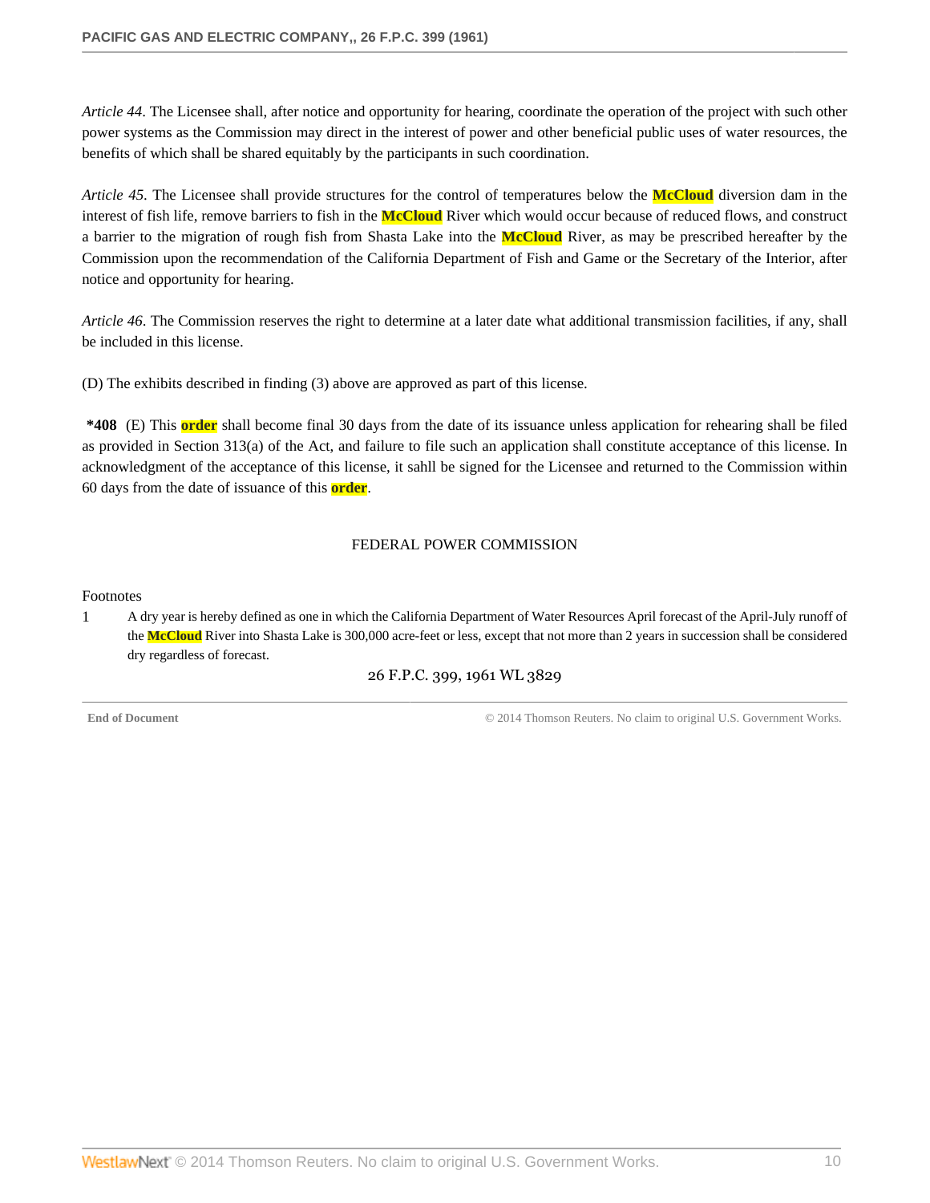*Article 44*. The Licensee shall, after notice and opportunity for hearing, coordinate the operation of the project with such other power systems as the Commission may direct in the interest of power and other beneficial public uses of water resources, the benefits of which shall be shared equitably by the participants in such coordination.

*Article 45*. The Licensee shall provide structures for the control of temperatures below the **McCloud** diversion dam in the interest of fish life, remove barriers to fish in the **McCloud** River which would occur because of reduced flows, and construct a barrier to the migration of rough fish from Shasta Lake into the **McCloud** River, as may be prescribed hereafter by the Commission upon the recommendation of the California Department of Fish and Game or the Secretary of the Interior, after notice and opportunity for hearing.

*Article 46*. The Commission reserves the right to determine at a later date what additional transmission facilities, if any, shall be included in this license.

(D) The exhibits described in finding (3) above are approved as part of this license.

**\*408** (E) This **order** shall become final 30 days from the date of its issuance unless application for rehearing shall be filed as provided in Section 313(a) of the Act, and failure to file such an application shall constitute acceptance of this license. In acknowledgment of the acceptance of this license, it sahll be signed for the Licensee and returned to the Commission within 60 days from the date of issuance of this **order**.

FEDERAL POWER COMMISSION

Footnotes

1 A dry year is hereby defined as one in which the California Department of Water Resources April forecast of the April-July runoff of the **McCloud** River into Shasta Lake is 300,000 acre-feet or less, except that not more than 2 years in succession shall be considered dry regardless of forecast.

26 F.P.C. 399, 1961 WL 3829

End of Document © 2014 Thomson Reuters. No claim to original U.S. Government Works.